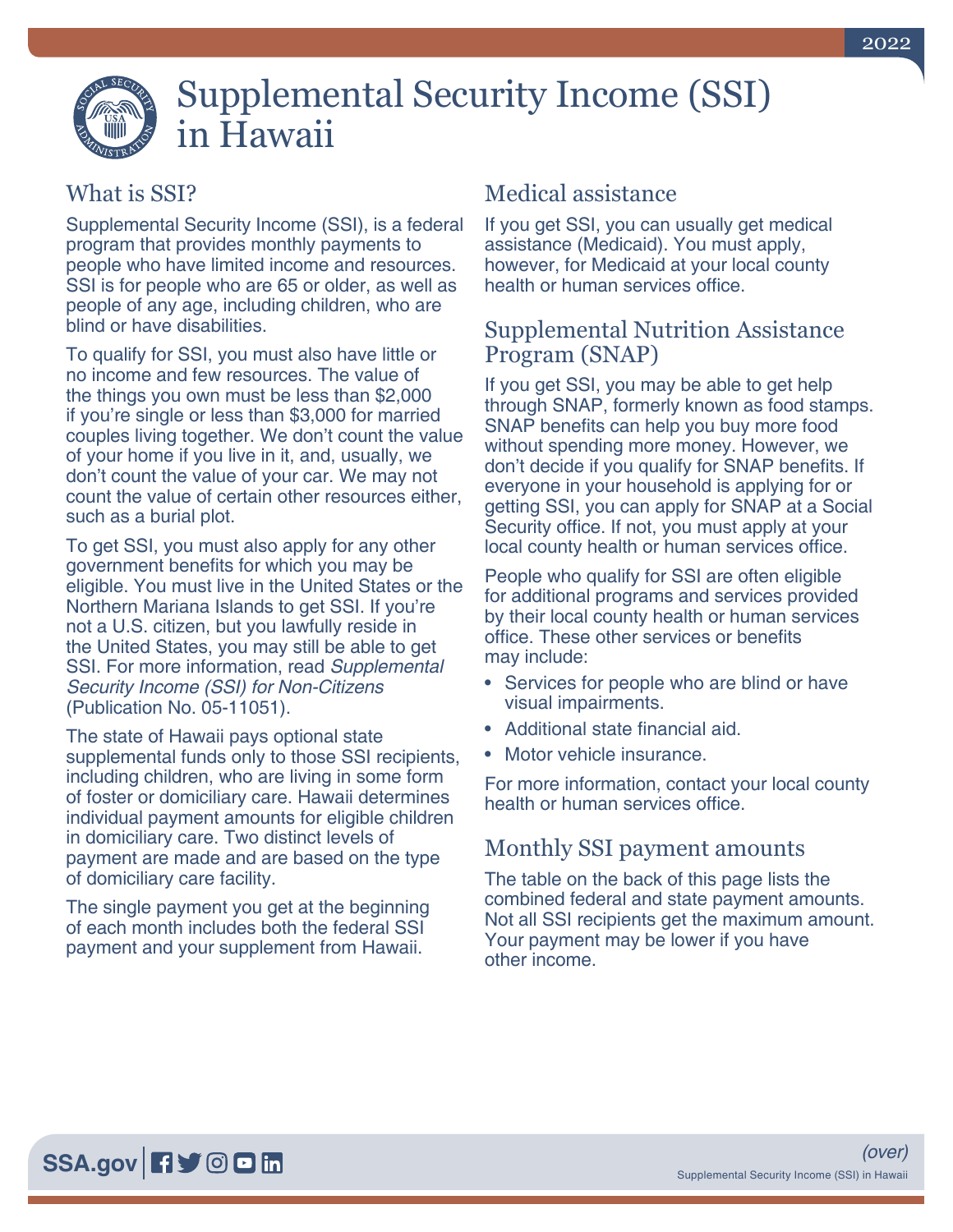2022

# Supplemental Security Income (SSI) in Hawaii

## What is SSI?

Supplemental Security Income (SSI), is a federal program that provides monthly payments to people who have limited income and resources. SSI is for people who are 65 or older, as well as people of any age, including children, who are blind or have disabilities.

To qualify for SSI, you must also have little or no income and few resources. The value of the things you own must be less than $2,000 if you're single or less than $3,000 for married couples living together. We don't count the value of your home if you live in it, and, usually, we don't count the value of your car. We may not count the value of certain other resources either, such as a burial plot.

To get SSI, you must also apply for any other government benefits for which you may be eligible. You must live in the United States or the Northern Mariana Islands to get SSI. If you're not a U.S. citizen, but you lawfully reside in the United States, you may still be able to get SSI. For more information, read *Supplemental Security Income (SSI) for Non-Citizens* (Publication No. 05-11051).

The state of Hawaii pays optional state supplemental funds only to those SSI recipients, including children, who are living in some form of foster or domiciliary care. Hawaii determines individual payment amounts for eligible children in domiciliary care. Two distinct levels of payment are made and are based on the type of domiciliary care facility.

The single payment you get at the beginning of each month includes both the federal SSI payment and your supplement from Hawaii.

## Medical assistance

If you get SSI, you can usually get medical assistance (Medicaid). You must apply, however, for Medicaid at your local county health or human services office.

## Supplemental Nutrition Assistance Program (SNAP)

If you get SSI, you may be able to get help through SNAP, formerly known as food stamps. SNAP benefits can help you buy more food without spending more money. However, we don't decide if you qualify for SNAP benefits. If everyone in your household is applying for or getting SSI, you can apply for SNAP at a Social Security office. If not, you must apply at your local county health or human services office.

People who qualify for SSI are often eligible for additional programs and services provided by their local county health or human services office. These other services or benefits may include:

- Services for people who are blind or have visual impairments.
- Additional state financial aid.
- Motor vehicle insurance.

For more information, contact your local county health or human services office.

## Monthly SSI payment amounts

The table on the back of this page lists the combined federal and state payment amounts. Not all SSI recipients get the maximum amount. Your payment may be lower if you have other income.

*(over)*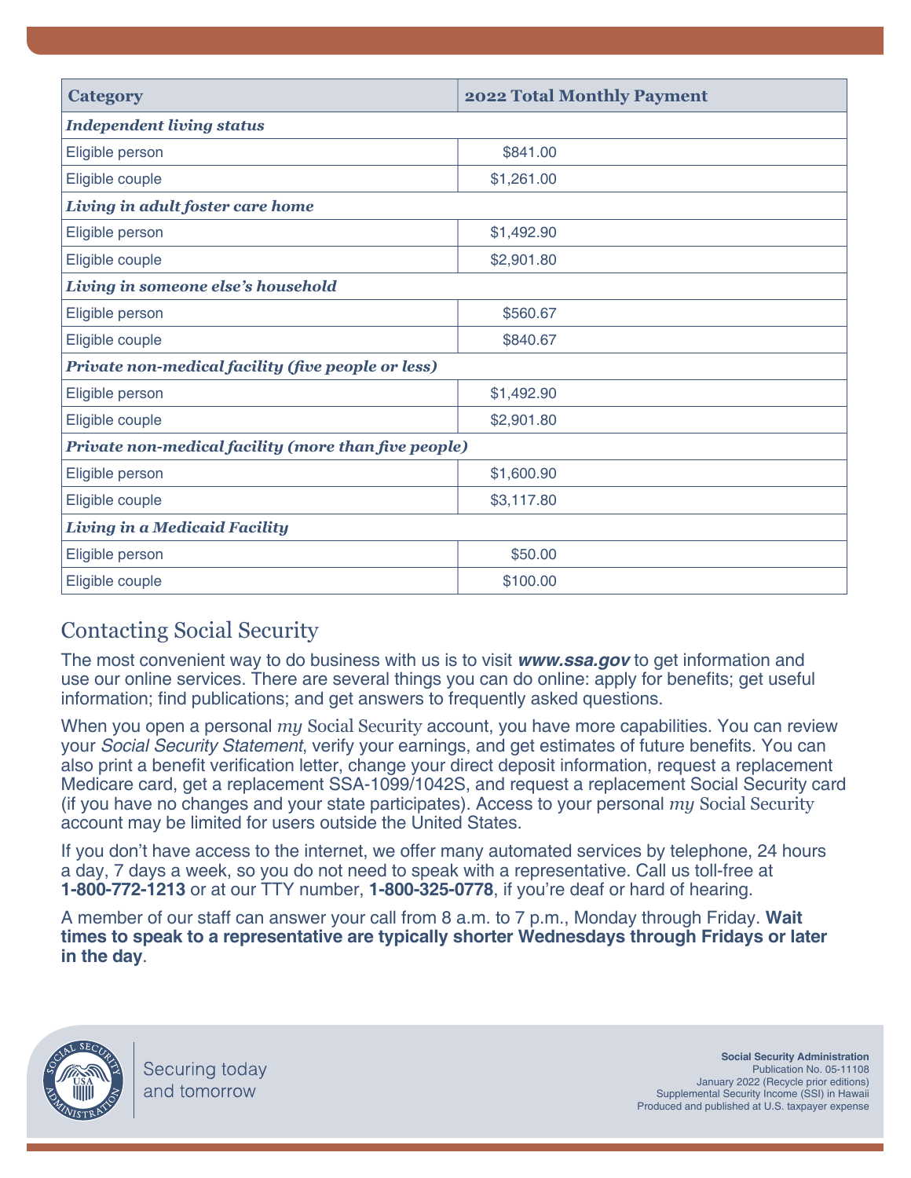| Category | 2022 Total Monthly Payment |
|---|---|
| ***Independent living status*** | |
| Eligible person | $841.00 |
| Eligible couple | $1,261.00 |
| ***Living in adult foster care home*** | |
| Eligible person | $1,492.90 |
| Eligible couple | $2,901.80 |
| ***Living in someone else's household*** | |
| Eligible person | $560.67 |
| Eligible couple | $840.67 |
| ***Private non-medical facility (five people or less)*** | |
| Eligible person | $1,492.90 |
| Eligible couple | $2,901.80 |
| ***Private non-medical facility (more than five people)*** | |
| Eligible person | $1,600.90 |
| Eligible couple | $3,117.80 |
| ***Living in a Medicaid Facility*** | |
| Eligible person | $50.00 |
| Eligible couple | $100.00 |

## Contacting Social Security

The most convenient way to do business with us is to visit ***www.ssa.gov*** to get information and use our online services. There are several things you can do online: apply for benefits; get useful information; find publications; and get answers to frequently asked questions.

When you open a personal *my* Social Security account, you have more capabilities. You can review your *Social Security Statement*, verify your earnings, and get estimates of future benefits. You can also print a benefit verification letter, change your direct deposit information, request a replacement Medicare card, get a replacement SSA-1099/1042S, and request a replacement Social Security card (if you have no changes and your state participates). Access to your personal *my* Social Security account may be limited for users outside the United States.

If you don't have access to the internet, we offer many automated services by telephone, 24 hours a day, 7 days a week, so you do not need to speak with a representative. Call us toll-free at **1-800-772-1213** or at our TTY number, **1-800-325-0778**, if you're deaf or hard of hearing.

A member of our staff can answer your call from 8 a.m. to 7 p.m., Monday through Friday. **Wait times to speak to a representative are typically shorter Wednesdays through Fridays or later in the day**.

Securing today and tomorrow

**Social Security Administration**
Publication No. 05-11108
January 2022 (Recycle prior editions)
Supplemental Security Income (SSI) in Hawaii
Produced and published at U.S. taxpayer expense